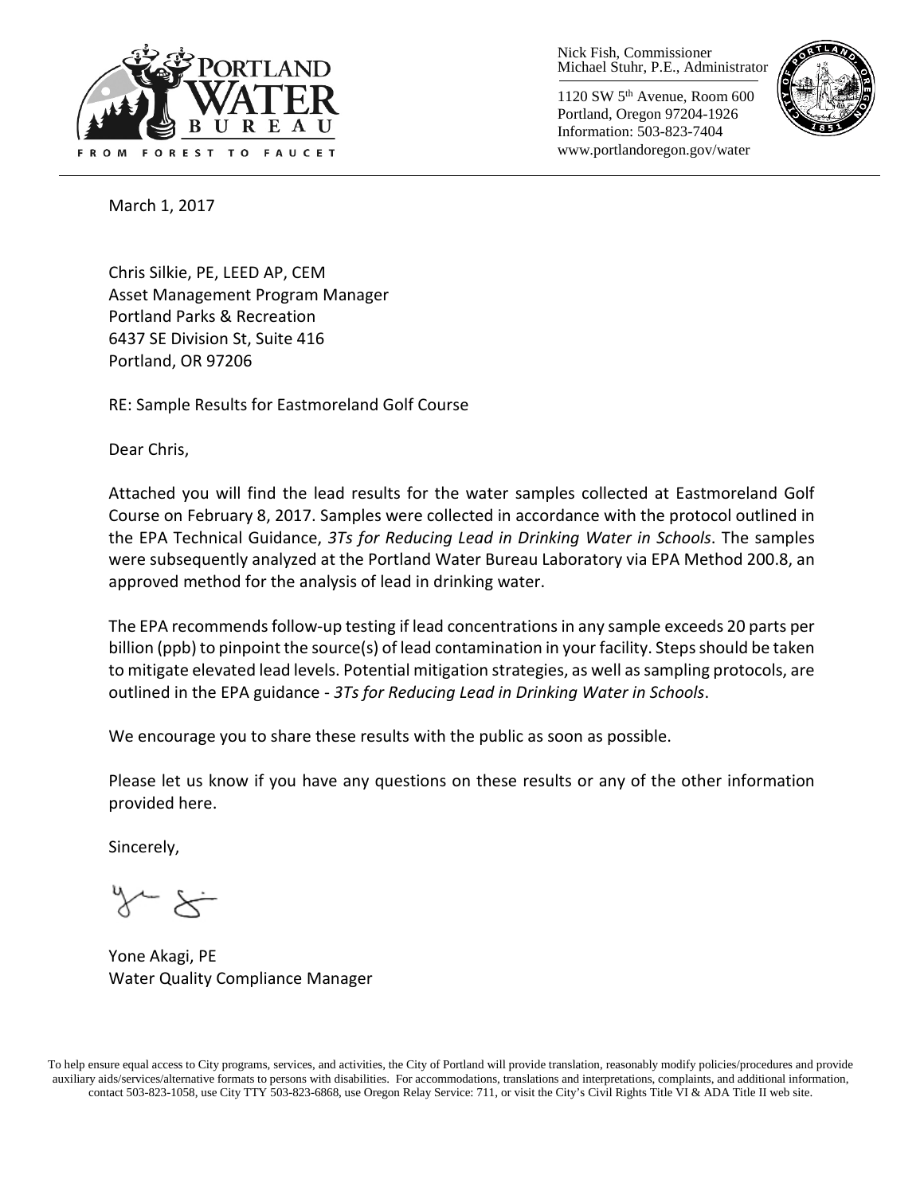Nick Fish, Commissioner
Michael Stuhr, P.E., Administrator

1120 SW 5th Avenue, Room 600
Portland, Oregon 97204-1926
Information: 503-823-7404
www.portlandoregon.gov/water

March 1, 2017

Chris Silkie, PE, LEED AP, CEM
Asset Management Program Manager
Portland Parks & Recreation
6437 SE Division St, Suite 416
Portland, OR 97206

RE: Sample Results for Eastmoreland Golf Course

Dear Chris,

Attached you will find the lead results for the water samples collected at Eastmoreland Golf Course on February 8, 2017. Samples were collected in accordance with the protocol outlined in the EPA Technical Guidance, *3Ts for Reducing Lead in Drinking Water in Schools*. The samples were subsequently analyzed at the Portland Water Bureau Laboratory via EPA Method 200.8, an approved method for the analysis of lead in drinking water.

The EPA recommends follow-up testing if lead concentrations in any sample exceeds 20 parts per billion (ppb) to pinpoint the source(s) of lead contamination in your facility. Steps should be taken to mitigate elevated lead levels. Potential mitigation strategies, as well as sampling protocols, are outlined in the EPA guidance - *3Ts for Reducing Lead in Drinking Water in Schools*.

We encourage you to share these results with the public as soon as possible.

Please let us know if you have any questions on these results or any of the other information provided here.

Sincerely,

Yone Akagi, PE
Water Quality Compliance Manager

To help ensure equal access to City programs, services, and activities, the City of Portland will provide translation, reasonably modify policies/procedures and provide auxiliary aids/services/alternative formats to persons with disabilities. For accommodations, translations and interpretations, complaints, and additional information, contact 503-823-1058, use City TTY 503-823-6868, use Oregon Relay Service: 711, or visit the City's Civil Rights Title VI & ADA Title II web site.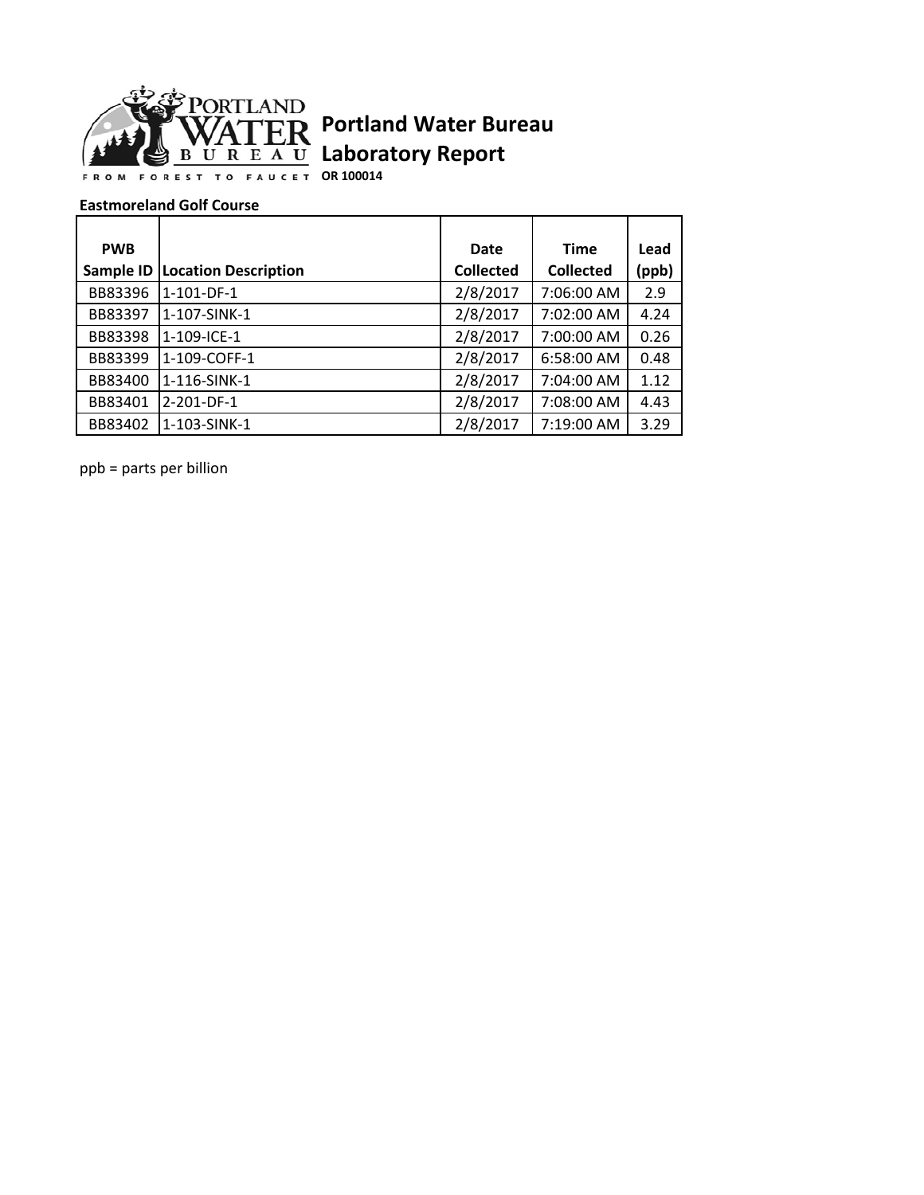# Portland Water Bureau
## Laboratory Report

PORTLAND WATER BUREAU
FROM FOREST TO FAUCET

**OR 100014**

**Eastmoreland Golf Course**

| PWB Sample ID | Location Description | Date Collected | Time Collected | Lead (ppb) |
|---|---|---|---|---|
| BB83396 | 1-101-DF-1 | 2/8/2017 | 7:06:00 AM | 2.9 |
| BB83397 | 1-107-SINK-1 | 2/8/2017 | 7:02:00 AM | 4.24 |
| BB83398 | 1-109-ICE-1 | 2/8/2017 | 7:00:00 AM | 0.26 |
| BB83399 | 1-109-COFF-1 | 2/8/2017 | 6:58:00 AM | 0.48 |
| BB83400 | 1-116-SINK-1 | 2/8/2017 | 7:04:00 AM | 1.12 |
| BB83401 | 2-201-DF-1 | 2/8/2017 | 7:08:00 AM | 4.43 |
| BB83402 | 1-103-SINK-1 | 2/8/2017 | 7:19:00 AM | 3.29 |

ppb = parts per billion